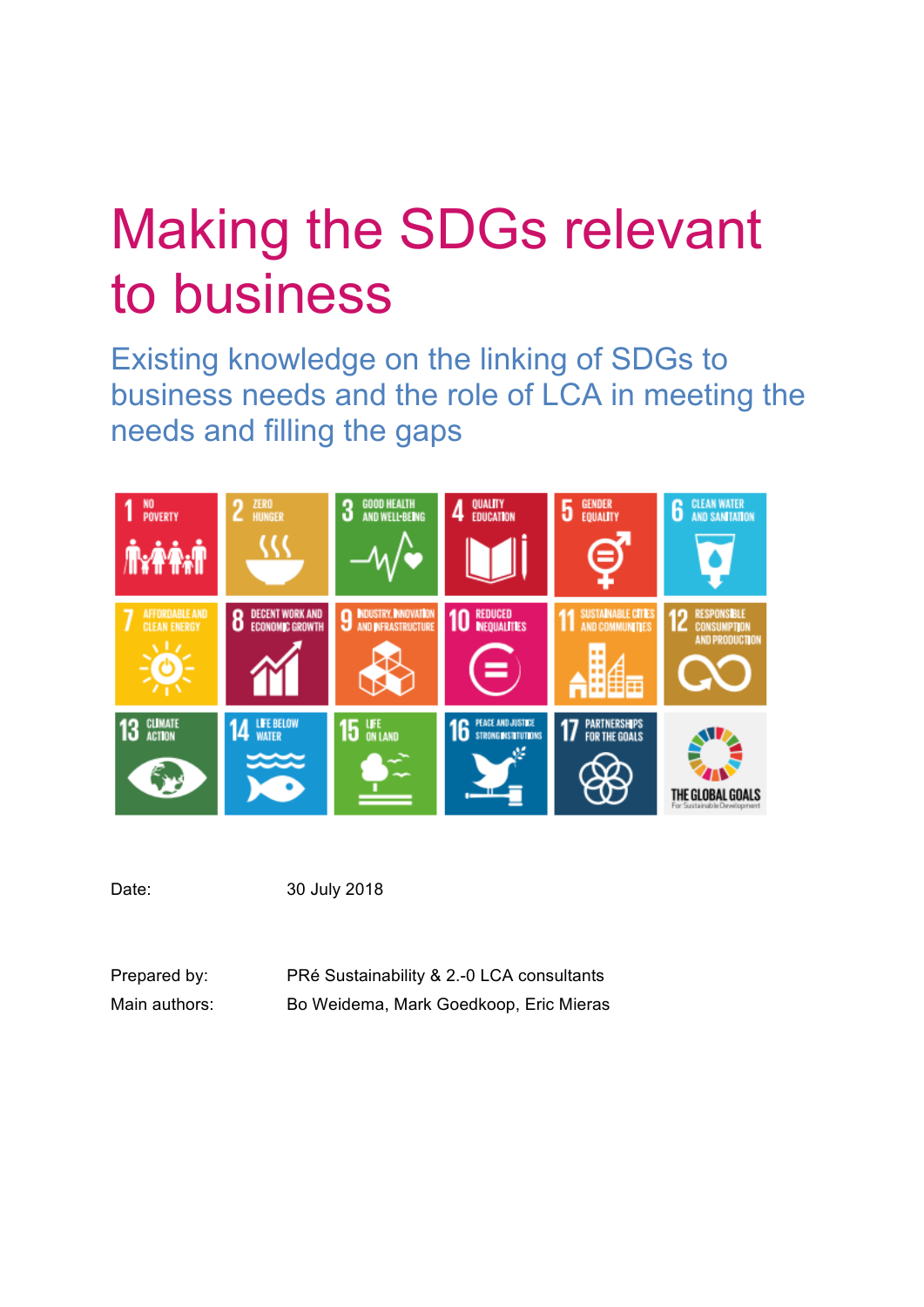# Making the SDGs relevant to business

## Existing knowledge on the linking of SDGs to business needs and the role of LCA in meeting the needs and filling the gaps

Date: 30 July 2018

Prepared by: PRé Sustainability & 2.-0 LCA consultants

Main authors: Bo Weidema, Mark Goedkoop, Eric Mieras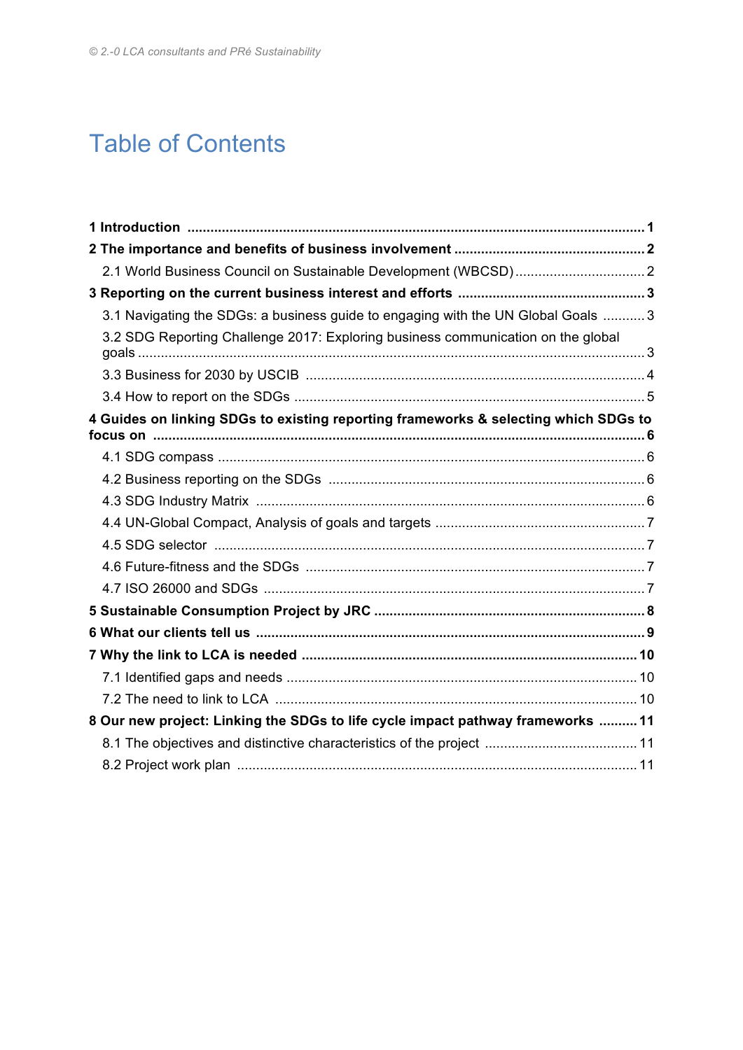# Table of Contents

**1 Introduction** ..... **1**

**2 The importance and benefits of business involvement** ..... **2**

2.1 World Business Council on Sustainable Development (WBCSD) ..... 2

**3 Reporting on the current business interest and efforts** ..... **3**

3.1 Navigating the SDGs: a business guide to engaging with the UN Global Goals ..... 3

3.2 SDG Reporting Challenge 2017: Exploring business communication on the global goals ..... 3

3.3 Business for 2030 by USCIB ..... 4

3.4 How to report on the SDGs ..... 5

**4 Guides on linking SDGs to existing reporting frameworks & selecting which SDGs to focus on** ..... **6**

4.1 SDG compass ..... 6

4.2 Business reporting on the SDGs ..... 6

4.3 SDG Industry Matrix ..... 6

4.4 UN-Global Compact, Analysis of goals and targets ..... 7

4.5 SDG selector ..... 7

4.6 Future-fitness and the SDGs ..... 7

4.7 ISO 26000 and SDGs ..... 7

**5 Sustainable Consumption Project by JRC** ..... **8**

**6 What our clients tell us** ..... **9**

**7 Why the link to LCA is needed** ..... **10**

7.1 Identified gaps and needs ..... 10

7.2 The need to link to LCA ..... 10

**8 Our new project: Linking the SDGs to life cycle impact pathway frameworks** ..... **11**

8.1 The objectives and distinctive characteristics of the project ..... 11

8.2 Project work plan ..... 11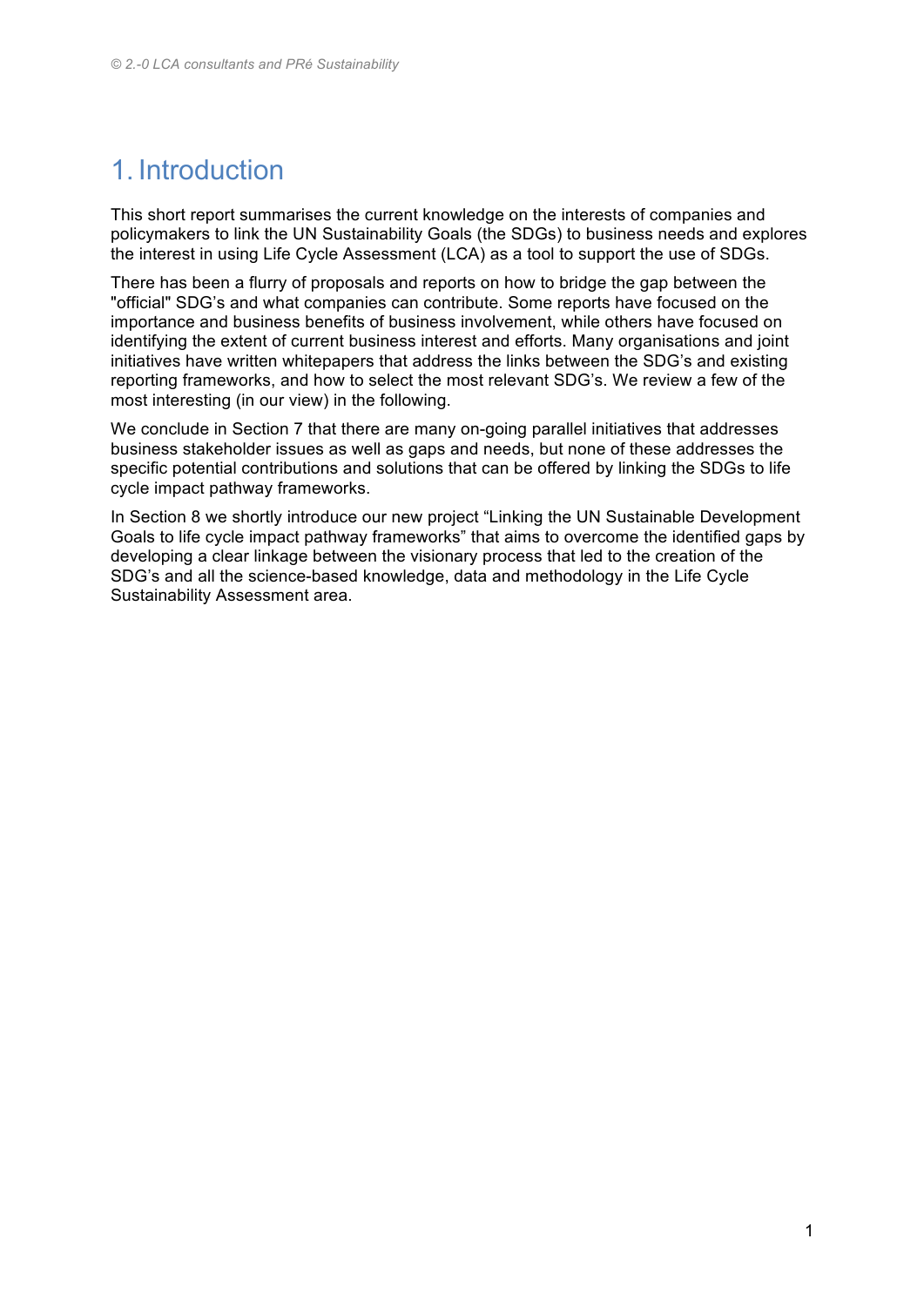# 1. Introduction

This short report summarises the current knowledge on the interests of companies and policymakers to link the UN Sustainability Goals (the SDGs) to business needs and explores the interest in using Life Cycle Assessment (LCA) as a tool to support the use of SDGs.

There has been a flurry of proposals and reports on how to bridge the gap between the "official" SDG's and what companies can contribute. Some reports have focused on the importance and business benefits of business involvement, while others have focused on identifying the extent of current business interest and efforts. Many organisations and joint initiatives have written whitepapers that address the links between the SDG's and existing reporting frameworks, and how to select the most relevant SDG's. We review a few of the most interesting (in our view) in the following.

We conclude in Section 7 that there are many on-going parallel initiatives that addresses business stakeholder issues as well as gaps and needs, but none of these addresses the specific potential contributions and solutions that can be offered by linking the SDGs to life cycle impact pathway frameworks.

In Section 8 we shortly introduce our new project "Linking the UN Sustainable Development Goals to life cycle impact pathway frameworks" that aims to overcome the identified gaps by developing a clear linkage between the visionary process that led to the creation of the SDG's and all the science-based knowledge, data and methodology in the Life Cycle Sustainability Assessment area.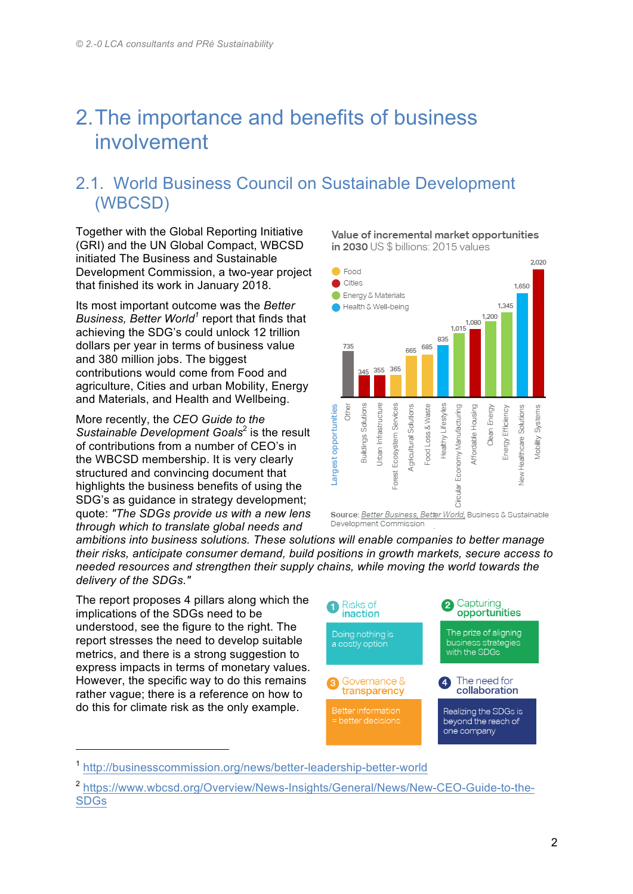# 2. The importance and benefits of business involvement

## 2.1. World Business Council on Sustainable Development (WBCSD)

Together with the Global Reporting Initiative (GRI) and the UN Global Compact, WBCSD initiated The Business and Sustainable Development Commission, a two-year project that finished its work in January 2018.

Its most important outcome was the *Better Business, Better World*[1] report that finds that achieving the SDG's could unlock 12 trillion dollars per year in terms of business value and 380 million jobs. The biggest contributions would come from Food and agriculture, Cities and urban Mobility, Energy and Materials, and Health and Wellbeing.

**Value of incremental market opportunities in 2030** US $ billions: 2015 values

| Largest opportunities | Value | Category |
|---|---|---|
| Other | 735 | |
| Buildings Solutions | 345 | Cities |
| Urban Infrastructure | 355 | Cities |
| Forest Ecosystem Services | 365 | Food |
| Agricultural Solutions | 665 | Food |
| Food Loss & Waste | 685 | Food |
| Healthy Lifestyles | 835 | Health & Well-being |
| Circular Economy Manufacturing | 1,015 | Energy & Materials |
| Affordable Housing | 1,080 | Cities |
| Clean Energy | 1,200 | Energy & Materials |
| Energy Efficiency | 1,345 | Energy & Materials |
| New Healthcare Solutions | 1,650 | Health & Well-being |
| Mobility Systems | 2,020 | Cities |

**Source**: Better Business, Better World, Business & Sustainable Development Commission

More recently, the *CEO Guide to the Sustainable Development Goals*[2] is the result of contributions from a number of CEO's in the WBCSD membership. It is very clearly structured and convincing document that highlights the business benefits of using the SDG's as guidance in strategy development; quote: *"The SDGs provide us with a new lens through which to translate global needs and ambitions into business solutions. These solutions will enable companies to better manage their risks, anticipate consumer demand, build positions in growth markets, secure access to needed resources and strengthen their supply chains, while moving the world towards the delivery of the SDGs."*

The report proposes 4 pillars along which the implications of the SDGs need to be understood, see the figure to the right. The report stresses the need to develop suitable metrics, and there is a strong suggestion to express impacts in terms of monetary values. However, the specific way to do this remains rather vague; there is a reference on how to do this for climate risk as the only example.

1. **Risks of inaction** – Doing nothing is a costly option
2. **Capturing opportunities** – The prize of aligning business strategies with the SDGs
3. **Governance & transparency** – Better information = better decisions
4. **The need for collaboration** – Realizing the SDGs is beyond the reach of one company

---

[1] http://businesscommission.org/news/better-leadership-better-world

[2] https://www.wbcsd.org/Overview/News-Insights/General/News/New-CEO-Guide-to-the-SDGs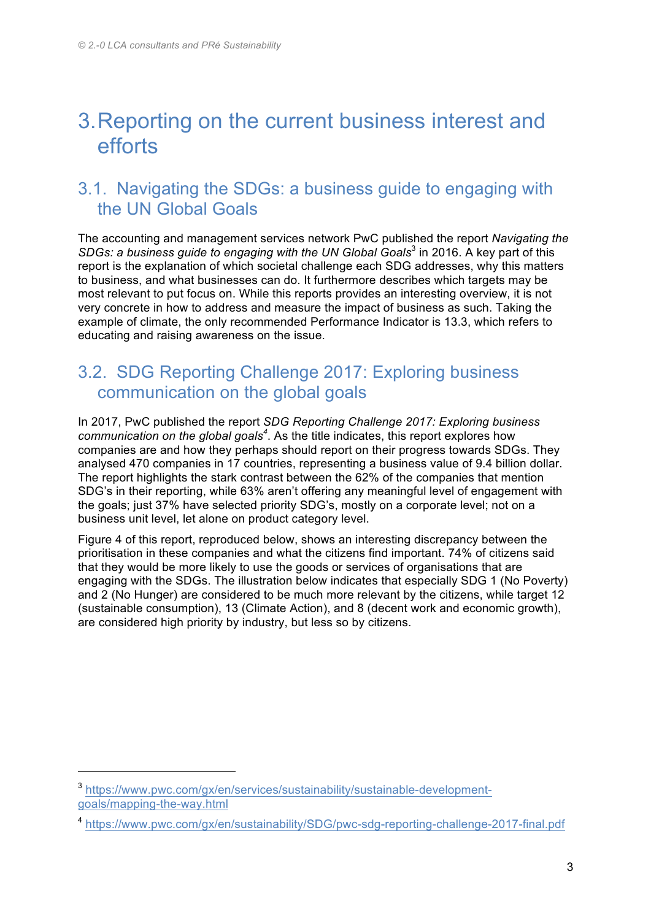# 3. Reporting on the current business interest and efforts

## 3.1. Navigating the SDGs: a business guide to engaging with the UN Global Goals

The accounting and management services network PwC published the report *Navigating the SDGs: a business guide to engaging with the UN Global Goals*[3] in 2016. A key part of this report is the explanation of which societal challenge each SDG addresses, why this matters to business, and what businesses can do. It furthermore describes which targets may be most relevant to put focus on. While this reports provides an interesting overview, it is not very concrete in how to address and measure the impact of business as such. Taking the example of climate, the only recommended Performance Indicator is 13.3, which refers to educating and raising awareness on the issue.

## 3.2. SDG Reporting Challenge 2017: Exploring business communication on the global goals

In 2017, PwC published the report *SDG Reporting Challenge 2017: Exploring business communication on the global goals*[4]. As the title indicates, this report explores how companies are and how they perhaps should report on their progress towards SDGs. They analysed 470 companies in 17 countries, representing a business value of 9.4 billion dollar. The report highlights the stark contrast between the 62% of the companies that mention SDG's in their reporting, while 63% aren't offering any meaningful level of engagement with the goals; just 37% have selected priority SDG's, mostly on a corporate level; not on a business unit level, let alone on product category level.

Figure 4 of this report, reproduced below, shows an interesting discrepancy between the prioritisation in these companies and what the citizens find important. 74% of citizens said that they would be more likely to use the goods or services of organisations that are engaging with the SDGs. The illustration below indicates that especially SDG 1 (No Poverty) and 2 (No Hunger) are considered to be much more relevant by the citizens, while target 12 (sustainable consumption), 13 (Climate Action), and 8 (decent work and economic growth), are considered high priority by industry, but less so by citizens.

---

[3] https://www.pwc.com/gx/en/services/sustainability/sustainable-development-goals/mapping-the-way.html

[4] https://www.pwc.com/gx/en/sustainability/SDG/pwc-sdg-reporting-challenge-2017-final.pdf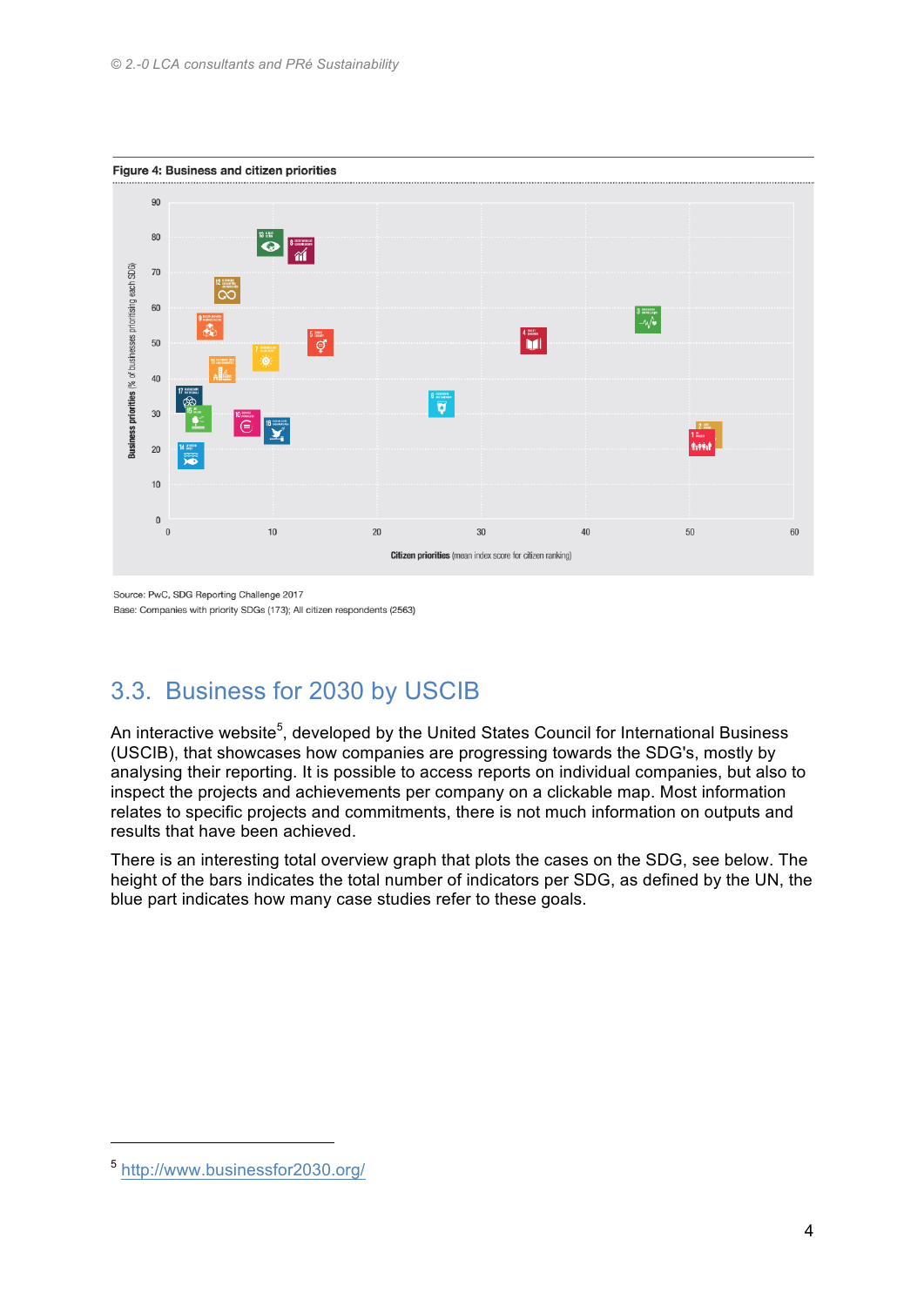**Figure 4: Business and citizen priorities**

Source: PwC, SDG Reporting Challenge 2017

Base: Companies with priority SDGs (173); All citizen respondents (2563)

## 3.3. Business for 2030 by USCIB

An interactive website[5], developed by the United States Council for International Business (USCIB), that showcases how companies are progressing towards the SDG's, mostly by analysing their reporting. It is possible to access reports on individual companies, but also to inspect the projects and achievements per company on a clickable map. Most information relates to specific projects and commitments, there is not much information on outputs and results that have been achieved.

There is an interesting total overview graph that plots the cases on the SDG, see below. The height of the bars indicates the total number of indicators per SDG, as defined by the UN, the blue part indicates how many case studies refer to these goals.

[5] http://www.businessfor2030.org/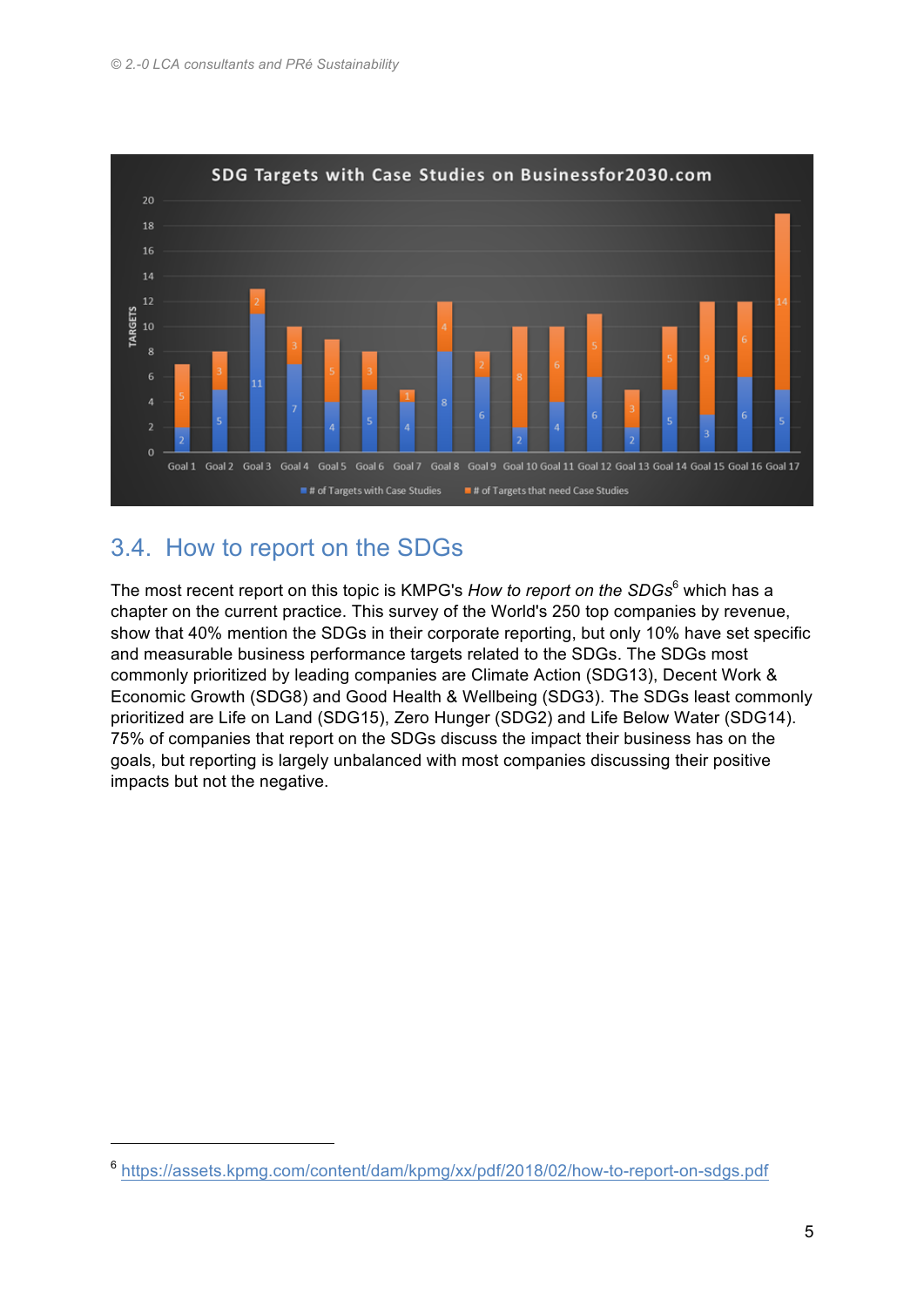**SDG Targets with Case Studies on Businessfor2030.com**

| Goal | # of Targets with Case Studies | # of Targets that need Case Studies |
|---|---|---|
| Goal 1 | 2 | 5 |
| Goal 2 | 5 | 3 |
| Goal 3 | 11 | 2 |
| Goal 4 | 7 | 3 |
| Goal 5 | 4 | 5 |
| Goal 6 | 5 | 3 |
| Goal 7 | 4 | 1 |
| Goal 8 | 8 | 4 |
| Goal 9 | 6 | 2 |
| Goal 10 | 2 | 8 |
| Goal 11 | 4 | 6 |
| Goal 12 | 6 | 5 |
| Goal 13 | 2 | 3 |
| Goal 14 | 5 | 5 |
| Goal 15 | 3 | 9 |
| Goal 16 | 6 | 6 |
| Goal 17 | 5 | 14 |

## 3.4. How to report on the SDGs

The most recent report on this topic is KMPG's *How to report on the SDGs*[6] which has a chapter on the current practice. This survey of the World's 250 top companies by revenue, show that 40% mention the SDGs in their corporate reporting, but only 10% have set specific and measurable business performance targets related to the SDGs. The SDGs most commonly prioritized by leading companies are Climate Action (SDG13), Decent Work & Economic Growth (SDG8) and Good Health & Wellbeing (SDG3). The SDGs least commonly prioritized are Life on Land (SDG15), Zero Hunger (SDG2) and Life Below Water (SDG14). 75% of companies that report on the SDGs discuss the impact their business has on the goals, but reporting is largely unbalanced with most companies discussing their positive impacts but not the negative.

[6] https://assets.kpmg.com/content/dam/kpmg/xx/pdf/2018/02/how-to-report-on-sdgs.pdf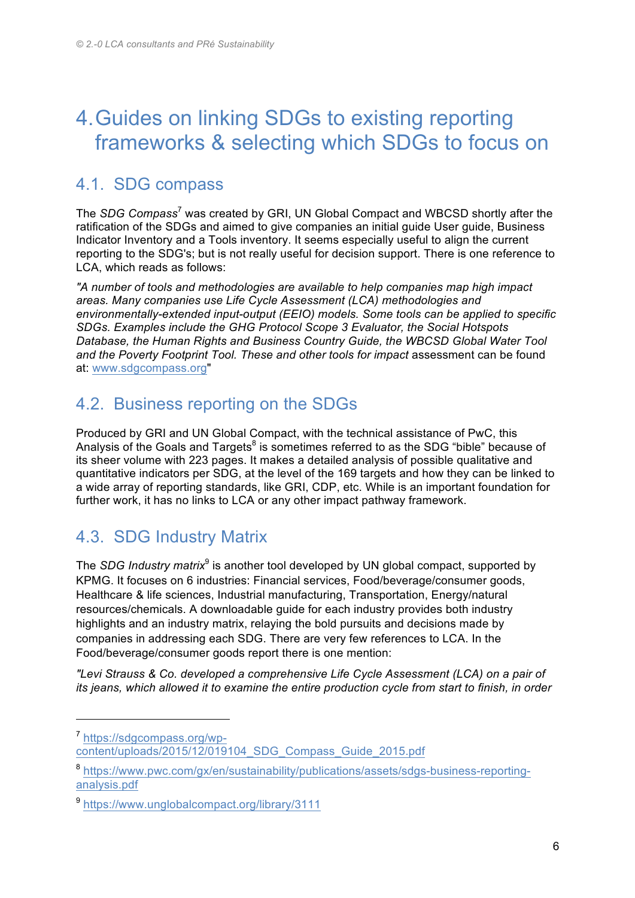# 4. Guides on linking SDGs to existing reporting frameworks & selecting which SDGs to focus on

## 4.1. SDG compass

The *SDG Compass*[7] was created by GRI, UN Global Compact and WBCSD shortly after the ratification of the SDGs and aimed to give companies an initial guide User guide, Business Indicator Inventory and a Tools inventory. It seems especially useful to align the current reporting to the SDG's; but is not really useful for decision support. There is one reference to LCA, which reads as follows:

*"A number of tools and methodologies are available to help companies map high impact areas. Many companies use Life Cycle Assessment (LCA) methodologies and environmentally-extended input-output (EEIO) models. Some tools can be applied to specific SDGs. Examples include the GHG Protocol Scope 3 Evaluator, the Social Hotspots Database, the Human Rights and Business Country Guide, the WBCSD Global Water Tool and the Poverty Footprint Tool. These and other tools for impact* assessment can be found at: www.sdgcompass.org"

## 4.2. Business reporting on the SDGs

Produced by GRI and UN Global Compact, with the technical assistance of PwC, this Analysis of the Goals and Targets[8] is sometimes referred to as the SDG "bible" because of its sheer volume with 223 pages. It makes a detailed analysis of possible qualitative and quantitative indicators per SDG, at the level of the 169 targets and how they can be linked to a wide array of reporting standards, like GRI, CDP, etc. While is an important foundation for further work, it has no links to LCA or any other impact pathway framework.

## 4.3. SDG Industry Matrix

The *SDG Industry matrix*[9] is another tool developed by UN global compact, supported by KPMG. It focuses on 6 industries: Financial services, Food/beverage/consumer goods, Healthcare & life sciences, Industrial manufacturing, Transportation, Energy/natural resources/chemicals. A downloadable guide for each industry provides both industry highlights and an industry matrix, relaying the bold pursuits and decisions made by companies in addressing each SDG. There are very few references to LCA. In the Food/beverage/consumer goods report there is one mention:

*"Levi Strauss & Co. developed a comprehensive Life Cycle Assessment (LCA) on a pair of its jeans, which allowed it to examine the entire production cycle from start to finish, in order*

---

[7] https://sdgcompass.org/wp-content/uploads/2015/12/019104_SDG_Compass_Guide_2015.pdf

[8] https://www.pwc.com/gx/en/sustainability/publications/assets/sdgs-business-reporting-analysis.pdf

[9] https://www.unglobalcompact.org/library/3111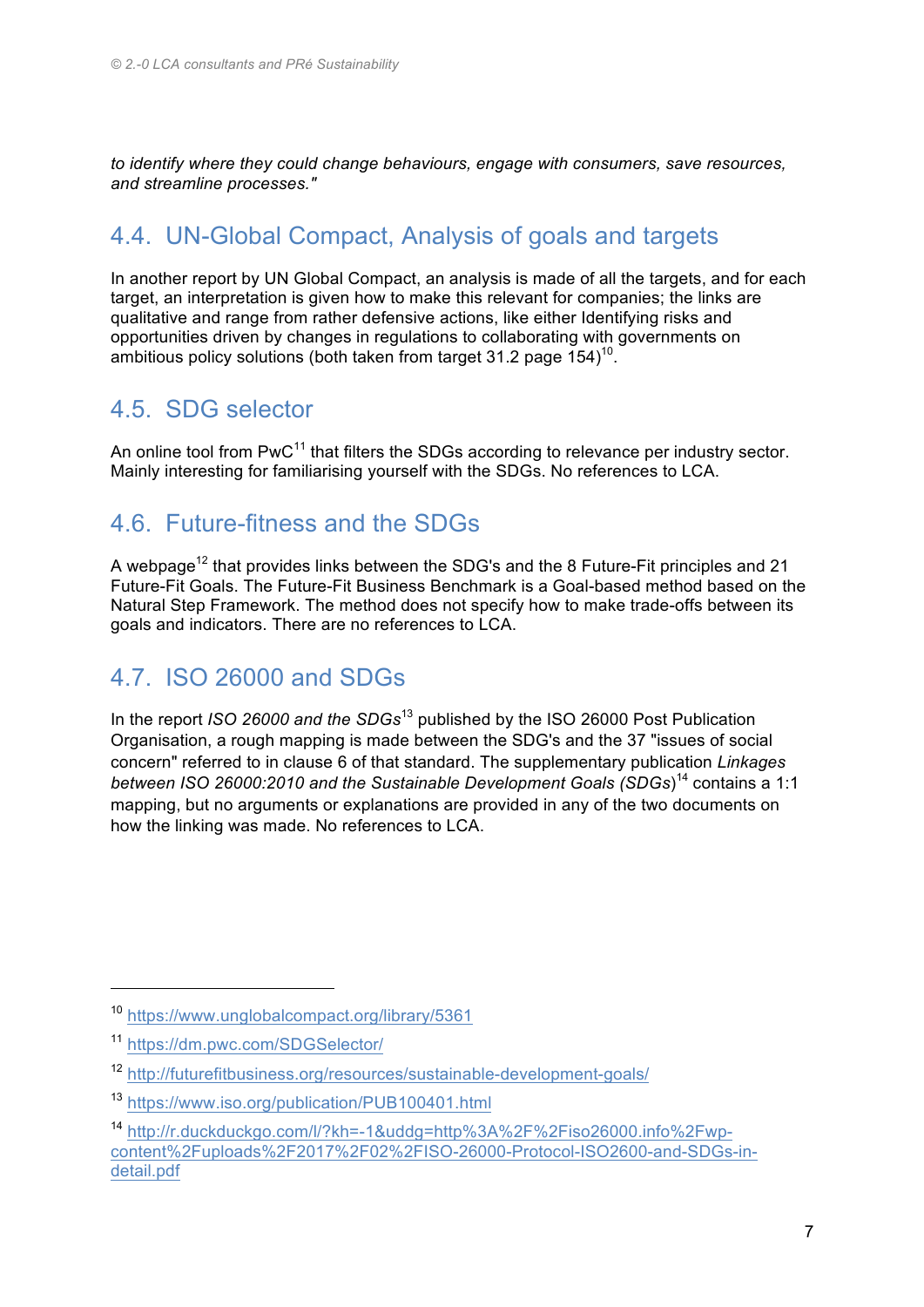*to identify where they could change behaviours, engage with consumers, save resources, and streamline processes."*

## 4.4. UN-Global Compact, Analysis of goals and targets

In another report by UN Global Compact, an analysis is made of all the targets, and for each target, an interpretation is given how to make this relevant for companies; the links are qualitative and range from rather defensive actions, like either Identifying risks and opportunities driven by changes in regulations to collaborating with governments on ambitious policy solutions (both taken from target 31.2 page 154)[10].

## 4.5. SDG selector

An online tool from PwC[11] that filters the SDGs according to relevance per industry sector. Mainly interesting for familiarising yourself with the SDGs. No references to LCA.

## 4.6. Future-fitness and the SDGs

A webpage[12] that provides links between the SDG's and the 8 Future-Fit principles and 21 Future-Fit Goals. The Future-Fit Business Benchmark is a Goal-based method based on the Natural Step Framework. The method does not specify how to make trade-offs between its goals and indicators. There are no references to LCA.

## 4.7. ISO 26000 and SDGs

In the report *ISO 26000 and the SDGs*[13] published by the ISO 26000 Post Publication Organisation, a rough mapping is made between the SDG's and the 37 "issues of social concern" referred to in clause 6 of that standard. The supplementary publication *Linkages between ISO 26000:2010 and the Sustainable Development Goals (SDGs)*[14] contains a 1:1 mapping, but no arguments or explanations are provided in any of the two documents on how the linking was made. No references to LCA.

---

[10] https://www.unglobalcompact.org/library/5361

[11] https://dm.pwc.com/SDGSelector/

[12] http://futurefitbusiness.org/resources/sustainable-development-goals/

[13] https://www.iso.org/publication/PUB100401.html

[14] http://r.duckduckgo.com/l/?kh=-1&uddg=http%3A%2F%2Fiso26000.info%2Fwp-content%2Fuploads%2F2017%2F02%2FISO-26000-Protocol-ISO2600-and-SDGs-in-detail.pdf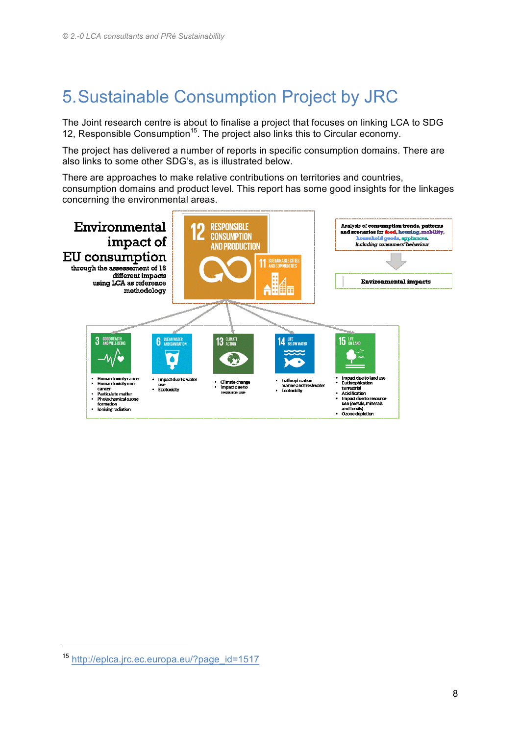# 5. Sustainable Consumption Project by JRC

The Joint research centre is about to finalise a project that focuses on linking LCA to SDG 12, Responsible Consumption[15]. The project also links this to Circular economy.

The project has delivered a number of reports in specific consumption domains. There are also links to some other SDG's, as is illustrated below.

There are approaches to make relative contributions on territories and countries, consumption domains and product level. This report has some good insights for the linkages concerning the environmental areas.

**Environmental impact of EU consumption** through the assessement of 16 different impacts using LCA as reference methodology

12 RESPONSIBLE CONSUMPTION AND PRODUCTION

11 SUSTAINABLE CITIES AND COMMUNITIES

Analysis of consumption trends, patterns and scenarios for food, housing, mobility, household goods, appliances. *Including consumers' behaviour*

Environmental impacts

3 GOOD HEALTH AND WELL-BEING
- Human toxicity cancer
- Human toxicity non cancer
- Particulate matter
- Photochemical ozone formation
- Ionising radiation

6 CLEAN WATER AND SANITATION
- Impact due to water use
- Ecotoxicity

13 CLIMATE ACTION
- Climate change
- Impact due to resource use

14 LIFE BELOW WATER
- Euthrophication marine and freshwater
- Ecotoxicity

15 LIFE ON LAND
- Impact due to land use
- Euthrophication terrestrial
- Acidification
- Impact due to resource use (metals, minerals and fossils)
- Ozone depletion

---

[15] http://eplca.jrc.ec.europa.eu/?page_id=1517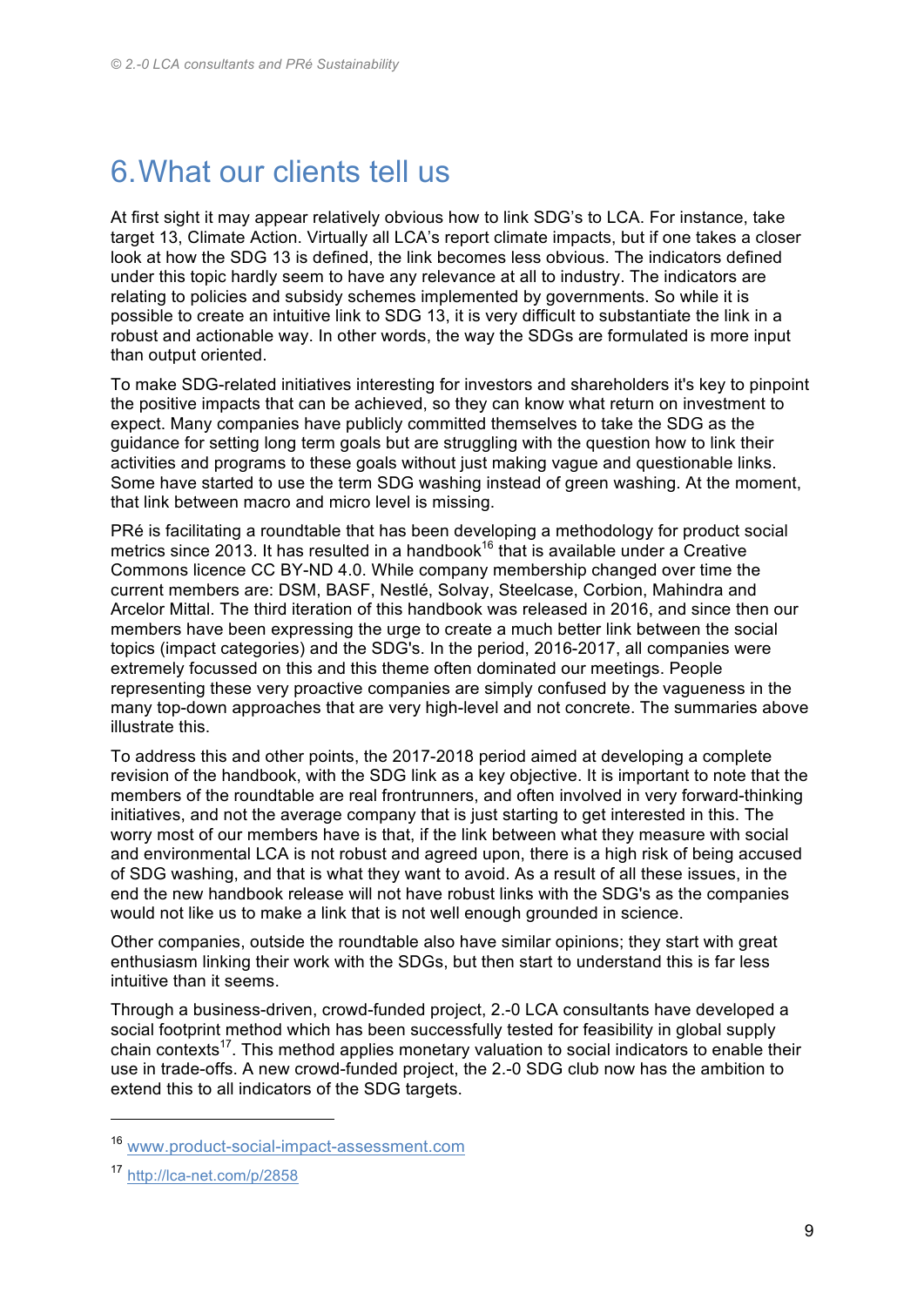# 6. What our clients tell us

At first sight it may appear relatively obvious how to link SDG's to LCA. For instance, take target 13, Climate Action. Virtually all LCA's report climate impacts, but if one takes a closer look at how the SDG 13 is defined, the link becomes less obvious. The indicators defined under this topic hardly seem to have any relevance at all to industry. The indicators are relating to policies and subsidy schemes implemented by governments. So while it is possible to create an intuitive link to SDG 13, it is very difficult to substantiate the link in a robust and actionable way. In other words, the way the SDGs are formulated is more input than output oriented.

To make SDG-related initiatives interesting for investors and shareholders it's key to pinpoint the positive impacts that can be achieved, so they can know what return on investment to expect. Many companies have publicly committed themselves to take the SDG as the guidance for setting long term goals but are struggling with the question how to link their activities and programs to these goals without just making vague and questionable links. Some have started to use the term SDG washing instead of green washing. At the moment, that link between macro and micro level is missing.

PRé is facilitating a roundtable that has been developing a methodology for product social metrics since 2013. It has resulted in a handbook[16] that is available under a Creative Commons licence CC BY-ND 4.0. While company membership changed over time the current members are: DSM, BASF, Nestlé, Solvay, Steelcase, Corbion, Mahindra and Arcelor Mittal. The third iteration of this handbook was released in 2016, and since then our members have been expressing the urge to create a much better link between the social topics (impact categories) and the SDG's. In the period, 2016-2017, all companies were extremely focussed on this and this theme often dominated our meetings. People representing these very proactive companies are simply confused by the vagueness in the many top-down approaches that are very high-level and not concrete. The summaries above illustrate this.

To address this and other points, the 2017-2018 period aimed at developing a complete revision of the handbook, with the SDG link as a key objective. It is important to note that the members of the roundtable are real frontrunners, and often involved in very forward-thinking initiatives, and not the average company that is just starting to get interested in this. The worry most of our members have is that, if the link between what they measure with social and environmental LCA is not robust and agreed upon, there is a high risk of being accused of SDG washing, and that is what they want to avoid. As a result of all these issues, in the end the new handbook release will not have robust links with the SDG's as the companies would not like us to make a link that is not well enough grounded in science.

Other companies, outside the roundtable also have similar opinions; they start with great enthusiasm linking their work with the SDGs, but then start to understand this is far less intuitive than it seems.

Through a business-driven, crowd-funded project, 2.-0 LCA consultants have developed a social footprint method which has been successfully tested for feasibility in global supply chain contexts[17]. This method applies monetary valuation to social indicators to enable their use in trade-offs. A new crowd-funded project, the 2.-0 SDG club now has the ambition to extend this to all indicators of the SDG targets.

---

[16] www.product-social-impact-assessment.com

[17] http://lca-net.com/p/2858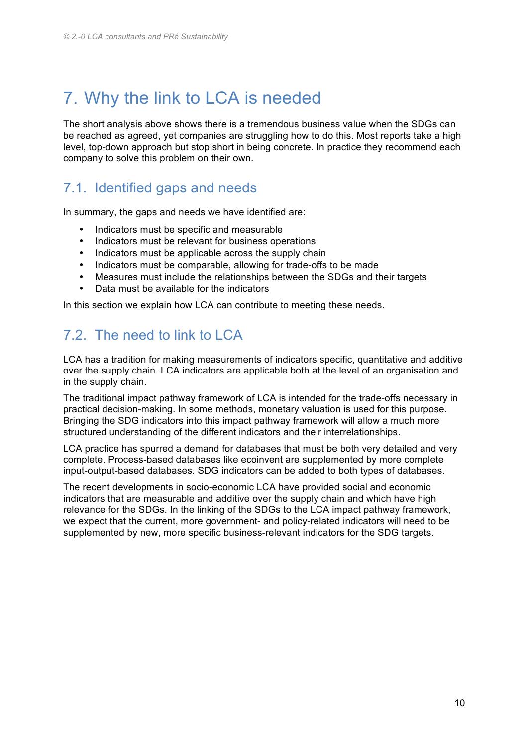# 7. Why the link to LCA is needed

The short analysis above shows there is a tremendous business value when the SDGs can be reached as agreed, yet companies are struggling how to do this. Most reports take a high level, top-down approach but stop short in being concrete. In practice they recommend each company to solve this problem on their own.

## 7.1. Identified gaps and needs

In summary, the gaps and needs we have identified are:

- Indicators must be specific and measurable
- Indicators must be relevant for business operations
- Indicators must be applicable across the supply chain
- Indicators must be comparable, allowing for trade-offs to be made
- Measures must include the relationships between the SDGs and their targets
- Data must be available for the indicators

In this section we explain how LCA can contribute to meeting these needs.

## 7.2. The need to link to LCA

LCA has a tradition for making measurements of indicators specific, quantitative and additive over the supply chain. LCA indicators are applicable both at the level of an organisation and in the supply chain.

The traditional impact pathway framework of LCA is intended for the trade-offs necessary in practical decision-making. In some methods, monetary valuation is used for this purpose. Bringing the SDG indicators into this impact pathway framework will allow a much more structured understanding of the different indicators and their interrelationships.

LCA practice has spurred a demand for databases that must be both very detailed and very complete. Process-based databases like ecoinvent are supplemented by more complete input-output-based databases. SDG indicators can be added to both types of databases.

The recent developments in socio-economic LCA have provided social and economic indicators that are measurable and additive over the supply chain and which have high relevance for the SDGs. In the linking of the SDGs to the LCA impact pathway framework, we expect that the current, more government- and policy-related indicators will need to be supplemented by new, more specific business-relevant indicators for the SDG targets.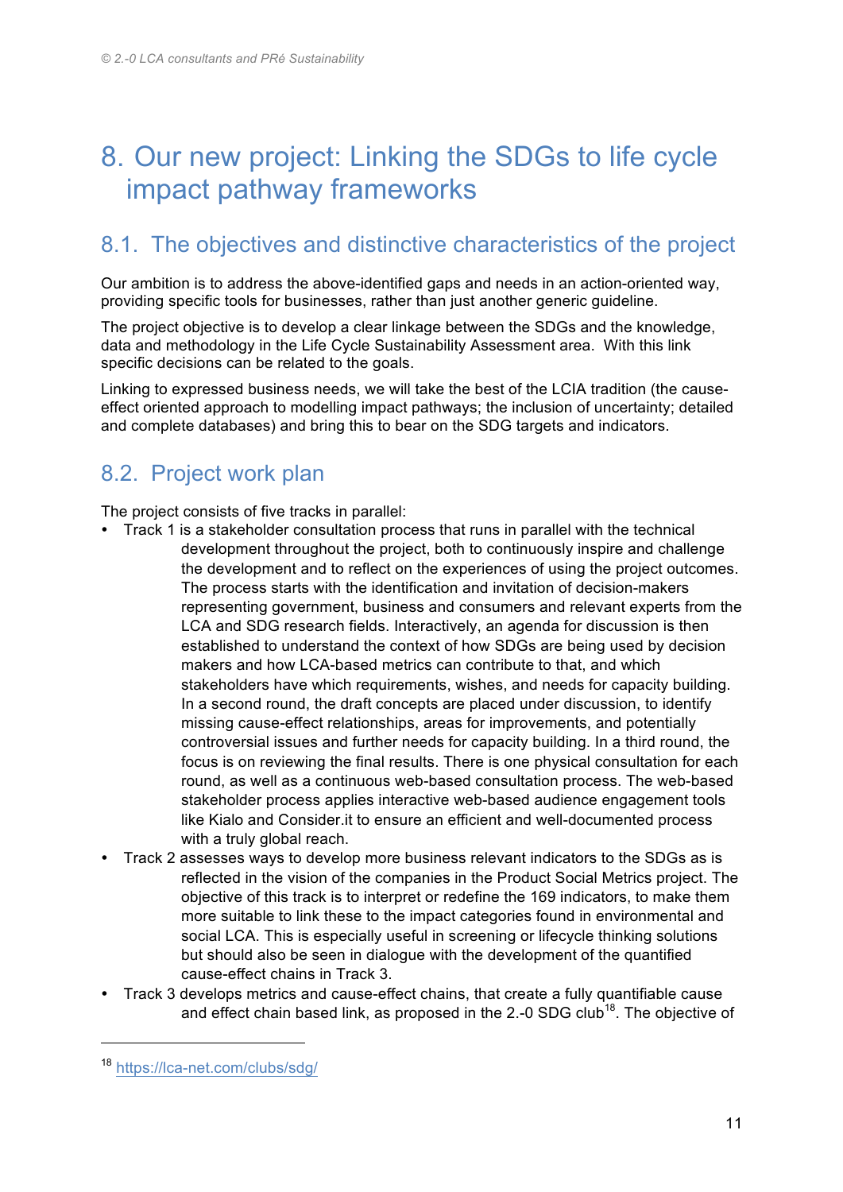# 8. Our new project: Linking the SDGs to life cycle impact pathway frameworks

## 8.1. The objectives and distinctive characteristics of the project

Our ambition is to address the above-identified gaps and needs in an action-oriented way, providing specific tools for businesses, rather than just another generic guideline.

The project objective is to develop a clear linkage between the SDGs and the knowledge, data and methodology in the Life Cycle Sustainability Assessment area. With this link specific decisions can be related to the goals.

Linking to expressed business needs, we will take the best of the LCIA tradition (the cause-effect oriented approach to modelling impact pathways; the inclusion of uncertainty; detailed and complete databases) and bring this to bear on the SDG targets and indicators.

## 8.2. Project work plan

The project consists of five tracks in parallel:

- Track 1 is a stakeholder consultation process that runs in parallel with the technical development throughout the project, both to continuously inspire and challenge the development and to reflect on the experiences of using the project outcomes. The process starts with the identification and invitation of decision-makers representing government, business and consumers and relevant experts from the LCA and SDG research fields. Interactively, an agenda for discussion is then established to understand the context of how SDGs are being used by decision makers and how LCA-based metrics can contribute to that, and which stakeholders have which requirements, wishes, and needs for capacity building. In a second round, the draft concepts are placed under discussion, to identify missing cause-effect relationships, areas for improvements, and potentially controversial issues and further needs for capacity building. In a third round, the focus is on reviewing the final results. There is one physical consultation for each round, as well as a continuous web-based consultation process. The web-based stakeholder process applies interactive web-based audience engagement tools like Kialo and Consider.it to ensure an efficient and well-documented process with a truly global reach.
- Track 2 assesses ways to develop more business relevant indicators to the SDGs as is reflected in the vision of the companies in the Product Social Metrics project. The objective of this track is to interpret or redefine the 169 indicators, to make them more suitable to link these to the impact categories found in environmental and social LCA. This is especially useful in screening or lifecycle thinking solutions but should also be seen in dialogue with the development of the quantified cause-effect chains in Track 3.
- Track 3 develops metrics and cause-effect chains, that create a fully quantifiable cause and effect chain based link, as proposed in the 2.-0 SDG club[18]. The objective of

[18] https://lca-net.com/clubs/sdg/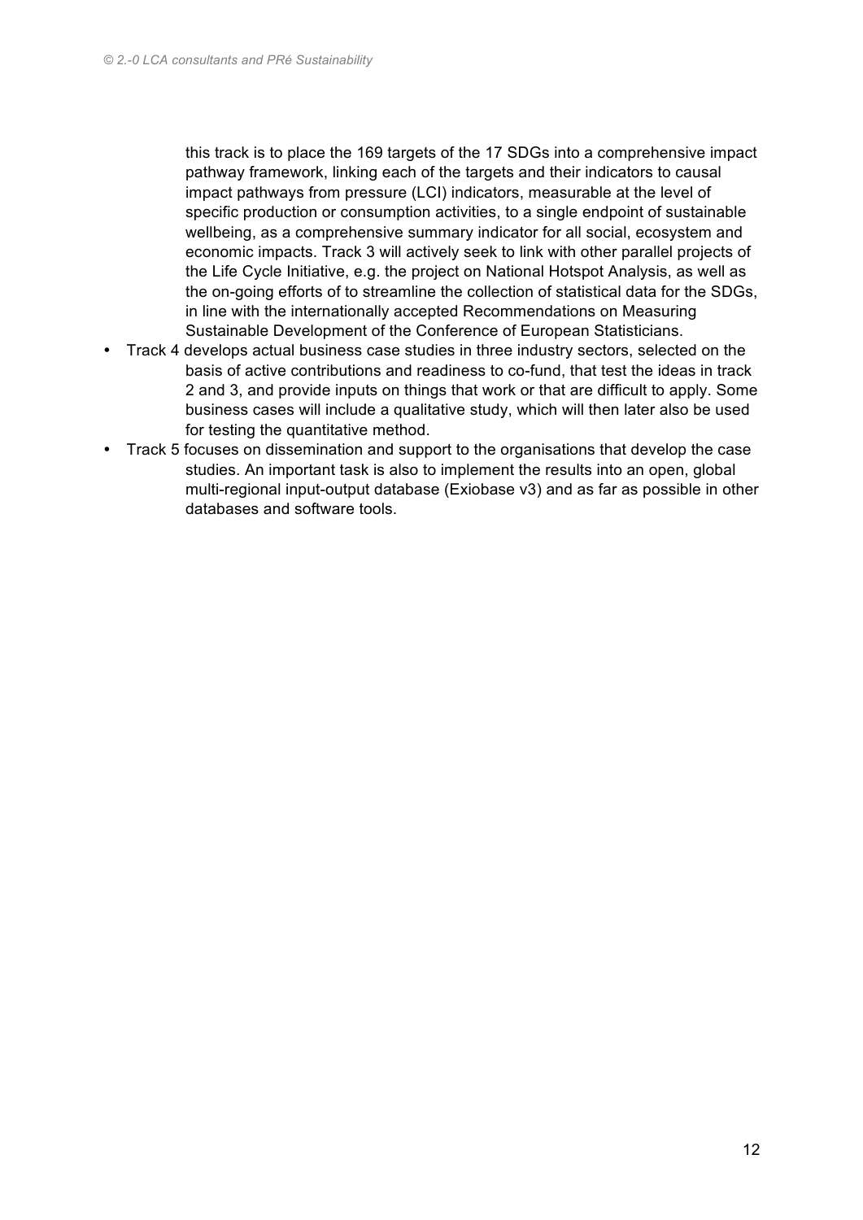this track is to place the 169 targets of the 17 SDGs into a comprehensive impact pathway framework, linking each of the targets and their indicators to causal impact pathways from pressure (LCI) indicators, measurable at the level of specific production or consumption activities, to a single endpoint of sustainable wellbeing, as a comprehensive summary indicator for all social, ecosystem and economic impacts. Track 3 will actively seek to link with other parallel projects of the Life Cycle Initiative, e.g. the project on National Hotspot Analysis, as well as the on-going efforts of to streamline the collection of statistical data for the SDGs, in line with the internationally accepted Recommendations on Measuring Sustainable Development of the Conference of European Statisticians.

- Track 4 develops actual business case studies in three industry sectors, selected on the basis of active contributions and readiness to co-fund, that test the ideas in track 2 and 3, and provide inputs on things that work or that are difficult to apply. Some business cases will include a qualitative study, which will then later also be used for testing the quantitative method.
- Track 5 focuses on dissemination and support to the organisations that develop the case studies. An important task is also to implement the results into an open, global multi-regional input-output database (Exiobase v3) and as far as possible in other databases and software tools.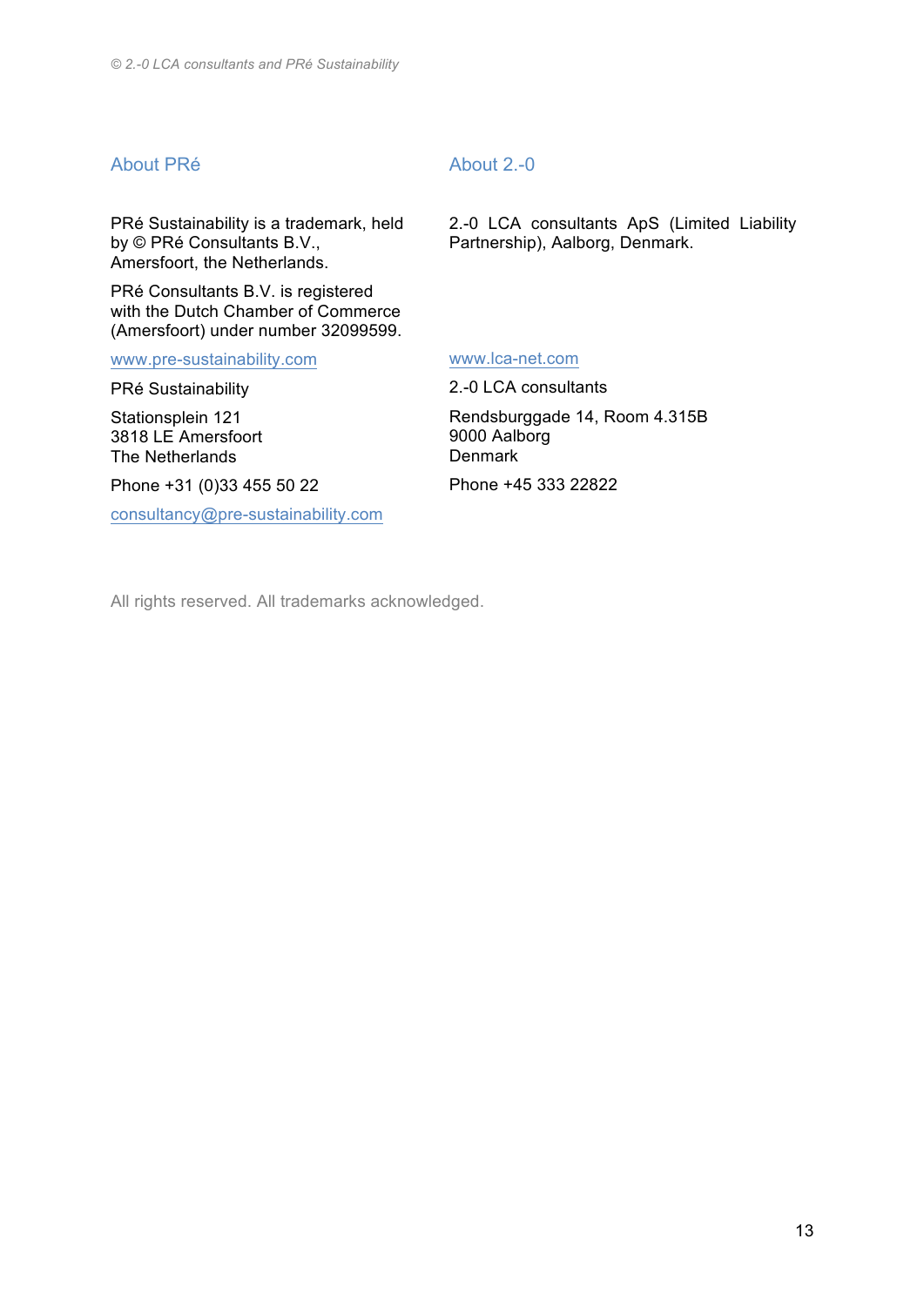© 2.-0 LCA consultants and PRé Sustainability

## About PRé

PRé Sustainability is a trademark, held by © PRé Consultants B.V., Amersfoort, the Netherlands.

PRé Consultants B.V. is registered with the Dutch Chamber of Commerce (Amersfoort) under number 32099599.

www.pre-sustainability.com

PRé Sustainability

Stationsplein 121
3818 LE Amersfoort
The Netherlands

Phone +31 (0)33 455 50 22

consultancy@pre-sustainability.com

## About 2.-0

2.-0 LCA consultants ApS (Limited Liability Partnership), Aalborg, Denmark.

www.lca-net.com

2.-0 LCA consultants

Rendsburggade 14, Room 4.315B
9000 Aalborg
Denmark

Phone +45 333 22822

All rights reserved. All trademarks acknowledged.